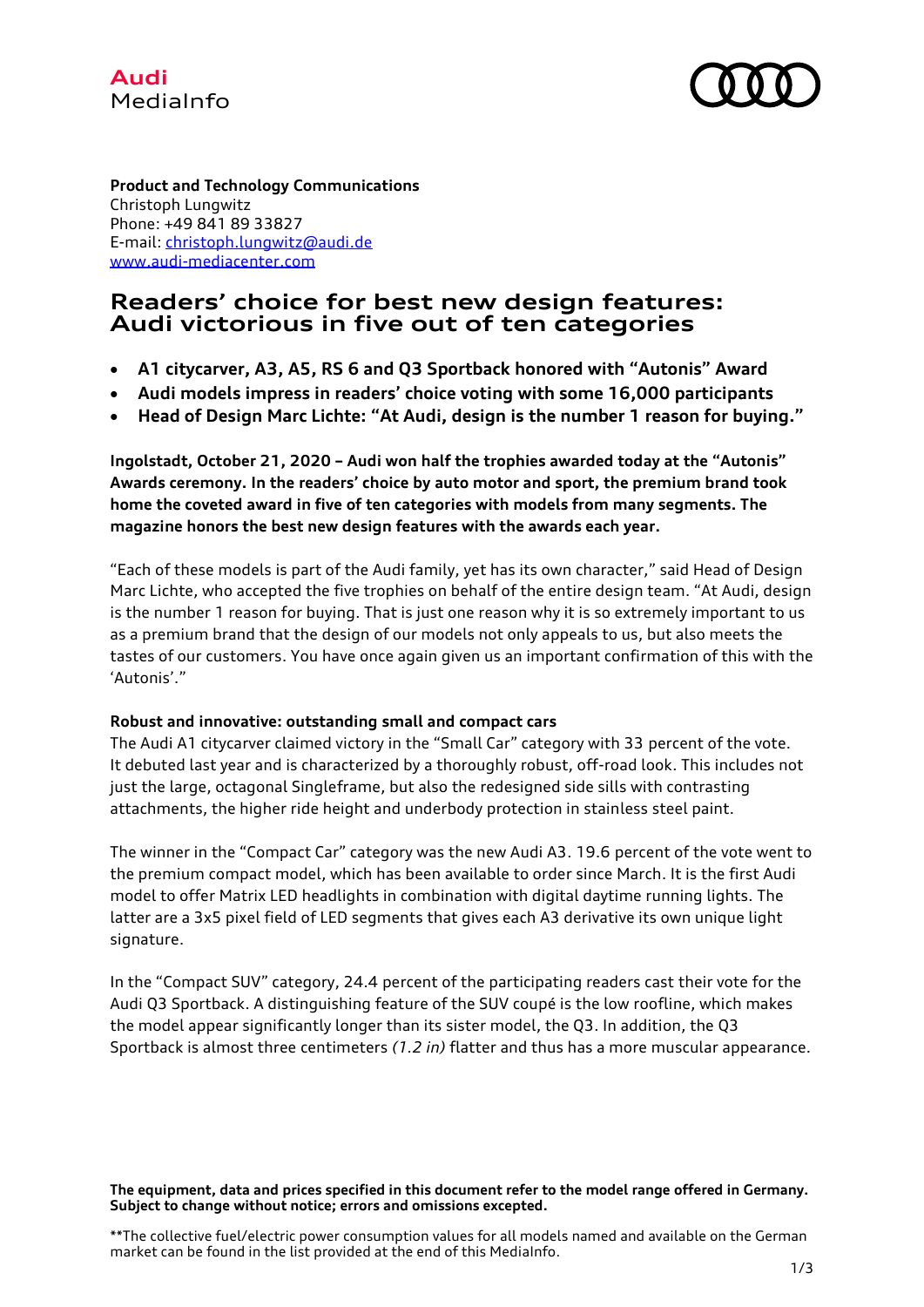Audi
MediaInfo

**Product and Technology Communications**
Christoph Lungwitz
Phone: +49 841 89 33827
E-mail: christoph.lungwitz@audi.de
www.audi-mediacenter.com

# Readers' choice for best new design features: Audi victorious in five out of ten categories

- **A1 citycarver, A3, A5, RS 6 and Q3 Sportback honored with "Autonis" Award**
- **Audi models impress in readers' choice voting with some 16,000 participants**
- **Head of Design Marc Lichte: "At Audi, design is the number 1 reason for buying."**

**Ingolstadt, October 21, 2020 – Audi won half the trophies awarded today at the "Autonis" Awards ceremony. In the readers' choice by auto motor and sport, the premium brand took home the coveted award in five of ten categories with models from many segments. The magazine honors the best new design features with the awards each year.**

"Each of these models is part of the Audi family, yet has its own character," said Head of Design Marc Lichte, who accepted the five trophies on behalf of the entire design team. "At Audi, design is the number 1 reason for buying. That is just one reason why it is so extremely important to us as a premium brand that the design of our models not only appeals to us, but also meets the tastes of our customers. You have once again given us an important confirmation of this with the 'Autonis'."

**Robust and innovative: outstanding small and compact cars**

The Audi A1 citycarver claimed victory in the "Small Car" category with 33 percent of the vote. It debuted last year and is characterized by a thoroughly robust, off-road look. This includes not just the large, octagonal Singleframe, but also the redesigned side sills with contrasting attachments, the higher ride height and underbody protection in stainless steel paint.

The winner in the "Compact Car" category was the new Audi A3. 19.6 percent of the vote went to the premium compact model, which has been available to order since March. It is the first Audi model to offer Matrix LED headlights in combination with digital daytime running lights. The latter are a 3x5 pixel field of LED segments that gives each A3 derivative its own unique light signature.

In the "Compact SUV" category, 24.4 percent of the participating readers cast their vote for the Audi Q3 Sportback. A distinguishing feature of the SUV coupé is the low roofline, which makes the model appear significantly longer than its sister model, the Q3. In addition, the Q3 Sportback is almost three centimeters *(1.2 in)* flatter and thus has a more muscular appearance.

**The equipment, data and prices specified in this document refer to the model range offered in Germany. Subject to change without notice; errors and omissions excepted.**

**The collective fuel/electric power consumption values for all models named and available on the German market can be found in the list provided at the end of this MediaInfo.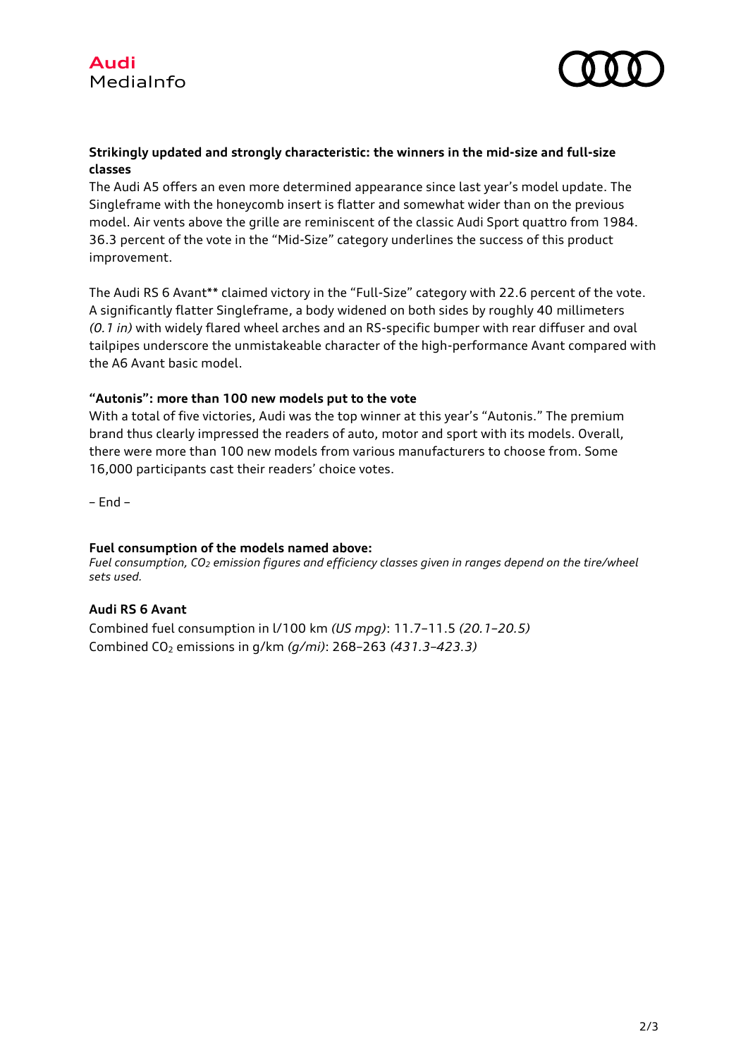**Strikingly updated and strongly characteristic: the winners in the mid-size and full-size classes**

The Audi A5 offers an even more determined appearance since last year's model update. The Singleframe with the honeycomb insert is flatter and somewhat wider than on the previous model. Air vents above the grille are reminiscent of the classic Audi Sport quattro from 1984. 36.3 percent of the vote in the "Mid-Size" category underlines the success of this product improvement.

The Audi RS 6 Avant** claimed victory in the "Full-Size" category with 22.6 percent of the vote. A significantly flatter Singleframe, a body widened on both sides by roughly 40 millimeters *(0.1 in)* with widely flared wheel arches and an RS-specific bumper with rear diffuser and oval tailpipes underscore the unmistakeable character of the high-performance Avant compared with the A6 Avant basic model.

**"Autonis": more than 100 new models put to the vote**

With a total of five victories, Audi was the top winner at this year's "Autonis." The premium brand thus clearly impressed the readers of auto, motor and sport with its models. Overall, there were more than 100 new models from various manufacturers to choose from. Some 16,000 participants cast their readers' choice votes.

– End –

**Fuel consumption of the models named above:**

*Fuel consumption, $CO_2$ emission figures and efficiency classes given in ranges depend on the tire/wheel sets used.*

**Audi RS 6 Avant**

Combined fuel consumption in l/100 km *(US mpg)*: 11.7–11.5 *(20.1–20.5)*
Combined $CO_2$ emissions in g/km *(g/mi)*: 268–263 *(431.3–423.3)*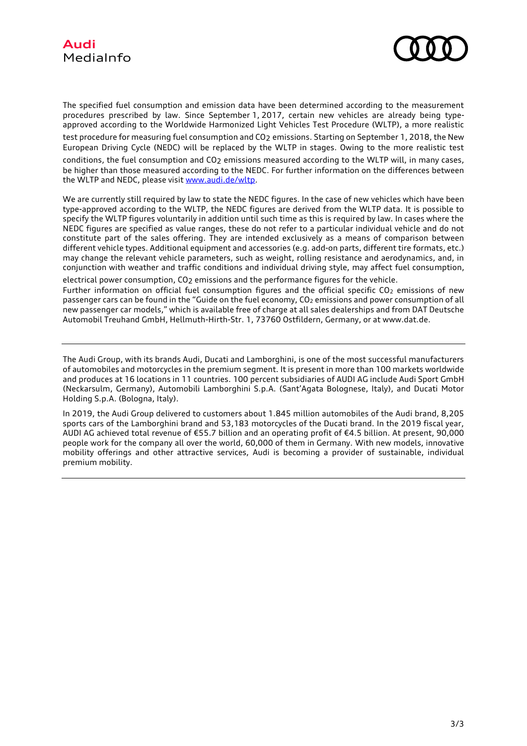The specified fuel consumption and emission data have been determined according to the measurement procedures prescribed by law. Since September 1, 2017, certain new vehicles are already being type-approved according to the Worldwide Harmonized Light Vehicles Test Procedure (WLTP), a more realistic test procedure for measuring fuel consumption and $CO_2$ emissions. Starting on September 1, 2018, the New European Driving Cycle (NEDC) will be replaced by the WLTP in stages. Owing to the more realistic test conditions, the fuel consumption and $CO_2$ emissions measured according to the WLTP will, in many cases, be higher than those measured according to the NEDC. For further information on the differences between the WLTP and NEDC, please visit [www.audi.de/wltp](www.audi.de/wltp).

We are currently still required by law to state the NEDC figures. In the case of new vehicles which have been type-approved according to the WLTP, the NEDC figures are derived from the WLTP data. It is possible to specify the WLTP figures voluntarily in addition until such time as this is required by law. In cases where the NEDC figures are specified as value ranges, these do not refer to a particular individual vehicle and do not constitute part of the sales offering. They are intended exclusively as a means of comparison between different vehicle types. Additional equipment and accessories (e.g. add-on parts, different tire formats, etc.) may change the relevant vehicle parameters, such as weight, rolling resistance and aerodynamics, and, in conjunction with weather and traffic conditions and individual driving style, may affect fuel consumption, electrical power consumption, $CO_2$ emissions and the performance figures for the vehicle.
Further information on official fuel consumption figures and the official specific $CO_2$ emissions of new passenger cars can be found in the "Guide on the fuel economy, $CO_2$ emissions and power consumption of all new passenger car models," which is available free of charge at all sales dealerships and from DAT Deutsche Automobil Treuhand GmbH, Hellmuth-Hirth-Str. 1, 73760 Ostfildern, Germany, or at www.dat.de.

---

The Audi Group, with its brands Audi, Ducati and Lamborghini, is one of the most successful manufacturers of automobiles and motorcycles in the premium segment. It is present in more than 100 markets worldwide and produces at 16 locations in 11 countries. 100 percent subsidiaries of AUDI AG include Audi Sport GmbH (Neckarsulm, Germany), Automobili Lamborghini S.p.A. (Sant'Agata Bolognese, Italy), and Ducati Motor Holding S.p.A. (Bologna, Italy).

In 2019, the Audi Group delivered to customers about 1.845 million automobiles of the Audi brand, 8,205 sports cars of the Lamborghini brand and 53,183 motorcycles of the Ducati brand. In the 2019 fiscal year, AUDI AG achieved total revenue of €55.7 billion and an operating profit of €4.5 billion. At present, 90,000 people work for the company all over the world, 60,000 of them in Germany. With new models, innovative mobility offerings and other attractive services, Audi is becoming a provider of sustainable, individual premium mobility.

---